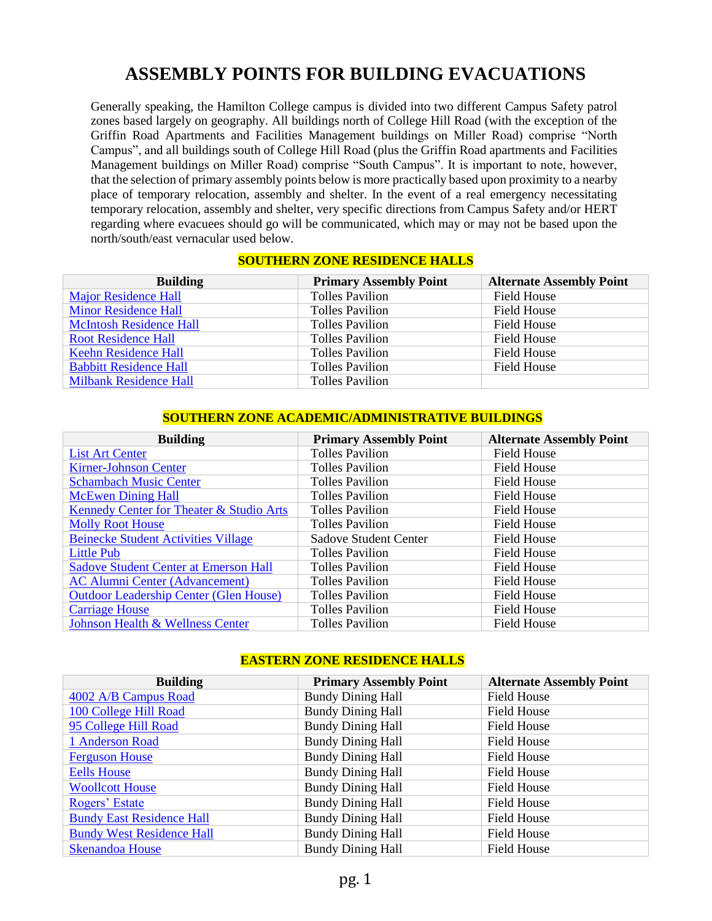# ASSEMBLY POINTS FOR BUILDING EVACUATIONS

Generally speaking, the Hamilton College campus is divided into two different Campus Safety patrol zones based largely on geography. All buildings north of College Hill Road (with the exception of the Griffin Road Apartments and Facilities Management buildings on Miller Road) comprise "North Campus", and all buildings south of College Hill Road (plus the Griffin Road apartments and Facilities Management buildings on Miller Road) comprise "South Campus". It is important to note, however, that the selection of primary assembly points below is more practically based upon proximity to a nearby place of temporary relocation, assembly and shelter. In the event of a real emergency necessitating temporary relocation, assembly and shelter, very specific directions from Campus Safety and/or HERT regarding where evacuees should go will be communicated, which may or may not be based upon the north/south/east vernacular used below.

### SOUTHERN ZONE RESIDENCE HALLS

| Building | Primary Assembly Point | Alternate Assembly Point |
|---|---|---|
| Major Residence Hall | Tolles Pavilion | Field House |
| Minor Residence Hall | Tolles Pavilion | Field House |
| McIntosh Residence Hall | Tolles Pavilion | Field House |
| Root Residence Hall | Tolles Pavilion | Field House |
| Keehn Residence Hall | Tolles Pavilion | Field House |
| Babbitt Residence Hall | Tolles Pavilion | Field House |
| Milbank Residence Hall | Tolles Pavilion | |

### SOUTHERN ZONE ACADEMIC/ADMINISTRATIVE BUILDINGS

| Building | Primary Assembly Point | Alternate Assembly Point |
|---|---|---|
| List Art Center | Tolles Pavilion | Field House |
| Kirner-Johnson Center | Tolles Pavilion | Field House |
| Schambach Music Center | Tolles Pavilion | Field House |
| McEwen Dining Hall | Tolles Pavilion | Field House |
| Kennedy Center for Theater & Studio Arts | Tolles Pavilion | Field House |
| Molly Root House | Tolles Pavilion | Field House |
| Beinecke Student Activities Village | Sadove Student Center | Field House |
| Little Pub | Tolles Pavilion | Field House |
| Sadove Student Center at Emerson Hall | Tolles Pavilion | Field House |
| AC Alumni Center (Advancement) | Tolles Pavilion | Field House |
| Outdoor Leadership Center (Glen House) | Tolles Pavilion | Field House |
| Carriage House | Tolles Pavilion | Field House |
| Johnson Health & Wellness Center | Tolles Pavilion | Field House |

### EASTERN ZONE RESIDENCE HALLS

| Building | Primary Assembly Point | Alternate Assembly Point |
|---|---|---|
| 4002 A/B Campus Road | Bundy Dining Hall | Field House |
| 100 College Hill Road | Bundy Dining Hall | Field House |
| 95 College Hill Road | Bundy Dining Hall | Field House |
| 1 Anderson Road | Bundy Dining Hall | Field House |
| Ferguson House | Bundy Dining Hall | Field House |
| Eells House | Bundy Dining Hall | Field House |
| Woollcott House | Bundy Dining Hall | Field House |
| Rogers' Estate | Bundy Dining Hall | Field House |
| Bundy East Residence Hall | Bundy Dining Hall | Field House |
| Bundy West Residence Hall | Bundy Dining Hall | Field House |
| Skenandoa House | Bundy Dining Hall | Field House |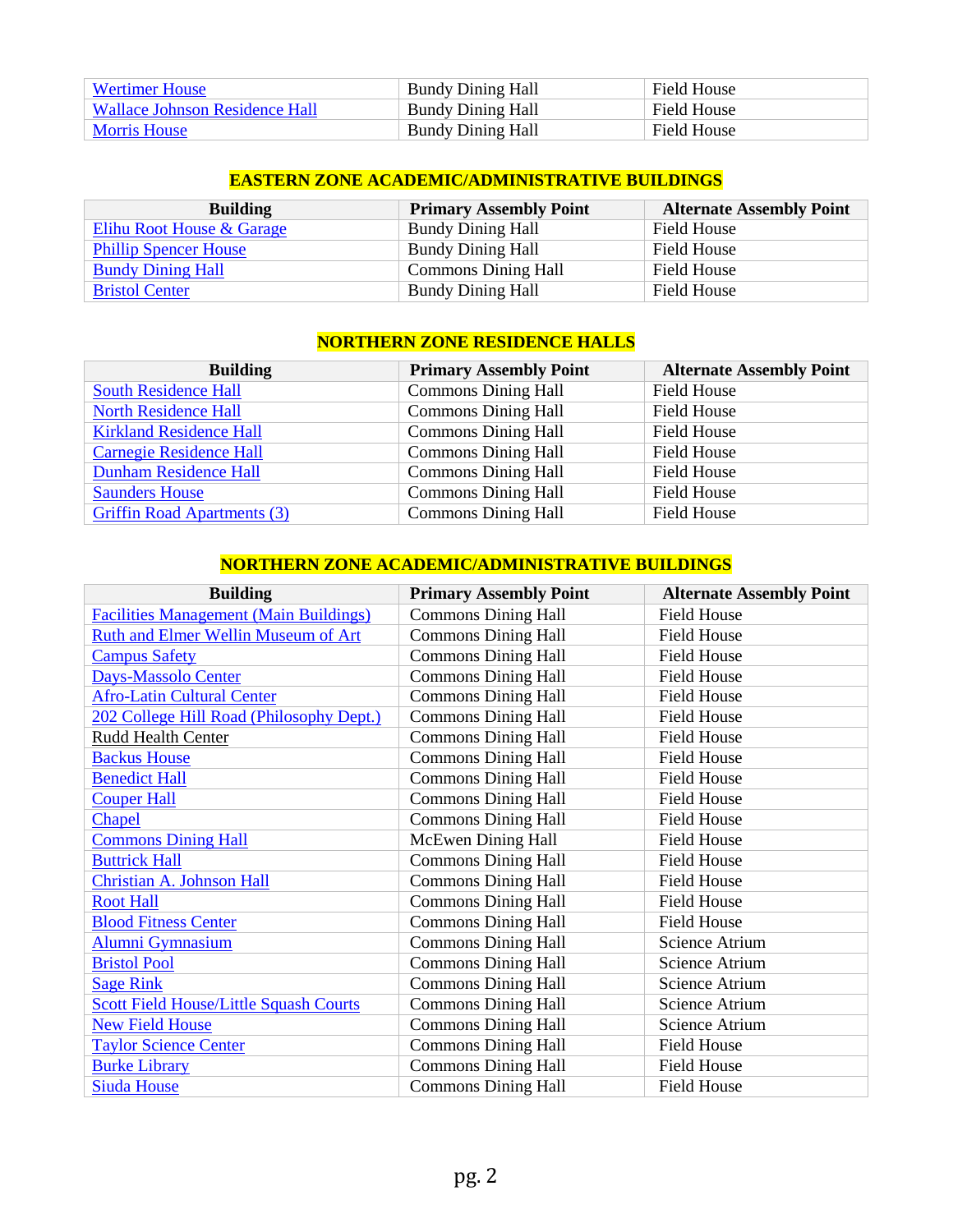| | | |
|---|---|---|
| Wertimer House | Bundy Dining Hall | Field House |
| Wallace Johnson Residence Hall | Bundy Dining Hall | Field House |
| Morris House | Bundy Dining Hall | Field House |

## EASTERN ZONE ACADEMIC/ADMINISTRATIVE BUILDINGS

| Building | Primary Assembly Point | Alternate Assembly Point |
|---|---|---|
| Elihu Root House & Garage | Bundy Dining Hall | Field House |
| Phillip Spencer House | Bundy Dining Hall | Field House |
| Bundy Dining Hall | Commons Dining Hall | Field House |
| Bristol Center | Bundy Dining Hall | Field House |

## NORTHERN ZONE RESIDENCE HALLS

| Building | Primary Assembly Point | Alternate Assembly Point |
|---|---|---|
| South Residence Hall | Commons Dining Hall | Field House |
| North Residence Hall | Commons Dining Hall | Field House |
| Kirkland Residence Hall | Commons Dining Hall | Field House |
| Carnegie Residence Hall | Commons Dining Hall | Field House |
| Dunham Residence Hall | Commons Dining Hall | Field House |
| Saunders House | Commons Dining Hall | Field House |
| Griffin Road Apartments (3) | Commons Dining Hall | Field House |

## NORTHERN ZONE ACADEMIC/ADMINISTRATIVE BUILDINGS

| Building | Primary Assembly Point | Alternate Assembly Point |
|---|---|---|
| Facilities Management (Main Buildings) | Commons Dining Hall | Field House |
| Ruth and Elmer Wellin Museum of Art | Commons Dining Hall | Field House |
| Campus Safety | Commons Dining Hall | Field House |
| Days-Massolo Center | Commons Dining Hall | Field House |
| Afro-Latin Cultural Center | Commons Dining Hall | Field House |
| 202 College Hill Road (Philosophy Dept.) | Commons Dining Hall | Field House |
| Rudd Health Center | Commons Dining Hall | Field House |
| Backus House | Commons Dining Hall | Field House |
| Benedict Hall | Commons Dining Hall | Field House |
| Couper Hall | Commons Dining Hall | Field House |
| Chapel | Commons Dining Hall | Field House |
| Commons Dining Hall | McEwen Dining Hall | Field House |
| Buttrick Hall | Commons Dining Hall | Field House |
| Christian A. Johnson Hall | Commons Dining Hall | Field House |
| Root Hall | Commons Dining Hall | Field House |
| Blood Fitness Center | Commons Dining Hall | Field House |
| Alumni Gymnasium | Commons Dining Hall | Science Atrium |
| Bristol Pool | Commons Dining Hall | Science Atrium |
| Sage Rink | Commons Dining Hall | Science Atrium |
| Scott Field House/Little Squash Courts | Commons Dining Hall | Science Atrium |
| New Field House | Commons Dining Hall | Science Atrium |
| Taylor Science Center | Commons Dining Hall | Field House |
| Burke Library | Commons Dining Hall | Field House |
| Siuda House | Commons Dining Hall | Field House |